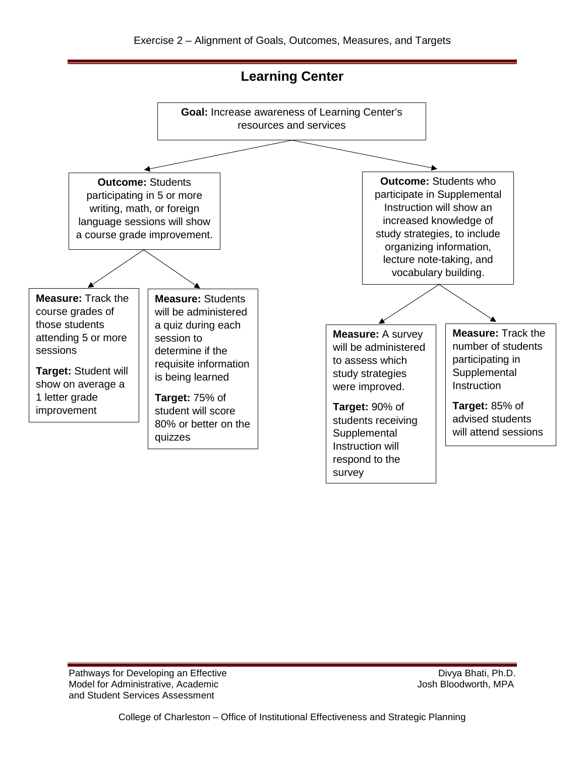Exercise 2 – Alignment of Goals, Outcomes, Measures, and Targets

## Learning Center

**Goal:** Increase awareness of Learning Center's resources and services

**Outcome:** Students participating in 5 or more writing, math, or foreign language sessions will show a course grade improvement.

**Measure:** Track the course grades of those students attending 5 or more sessions

**Target:** Student will show on average a 1 letter grade improvement

**Measure:** Students will be administered a quiz during each session to determine if the requisite information is being learned

**Target:** 75% of student will score 80% or better on the quizzes

**Outcome:** Students who participate in Supplemental Instruction will show an increased knowledge of study strategies, to include organizing information, lecture note-taking, and vocabulary building.

**Measure:** A survey will be administered to assess which study strategies were improved.

**Target:** 90% of students receiving Supplemental Instruction will respond to the survey

**Measure:** Track the number of students participating in Supplemental Instruction

**Target:** 85% of advised students will attend sessions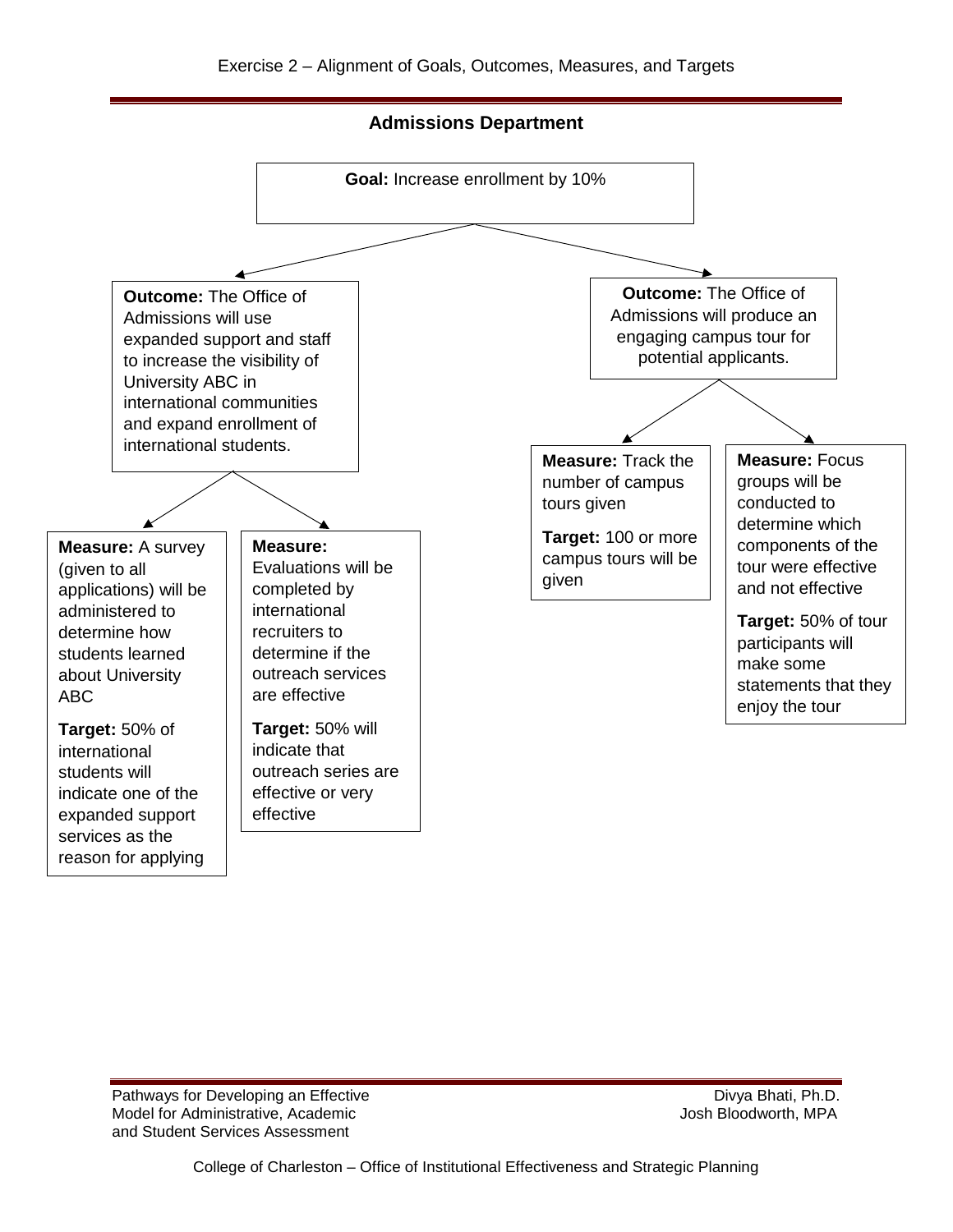## Admissions Department

**Goal:** Increase enrollment by 10%

**Outcome:** The Office of Admissions will use expanded support and staff to increase the visibility of University ABC in international communities and expand enrollment of international students.

**Measure:** A survey (given to all applications) will be administered to determine how students learned about University ABC

**Target:** 50% of international students will indicate one of the expanded support services as the reason for applying

**Measure:** Evaluations will be completed by international recruiters to determine if the outreach services are effective

**Target:** 50% will indicate that outreach series are effective or very effective

**Outcome:** The Office of Admissions will produce an engaging campus tour for potential applicants.

**Measure:** Track the number of campus tours given

**Target:** 100 or more campus tours will be given

**Measure:** Focus groups will be conducted to determine which components of the tour were effective and not effective

**Target:** 50% of tour participants will make some statements that they enjoy the tour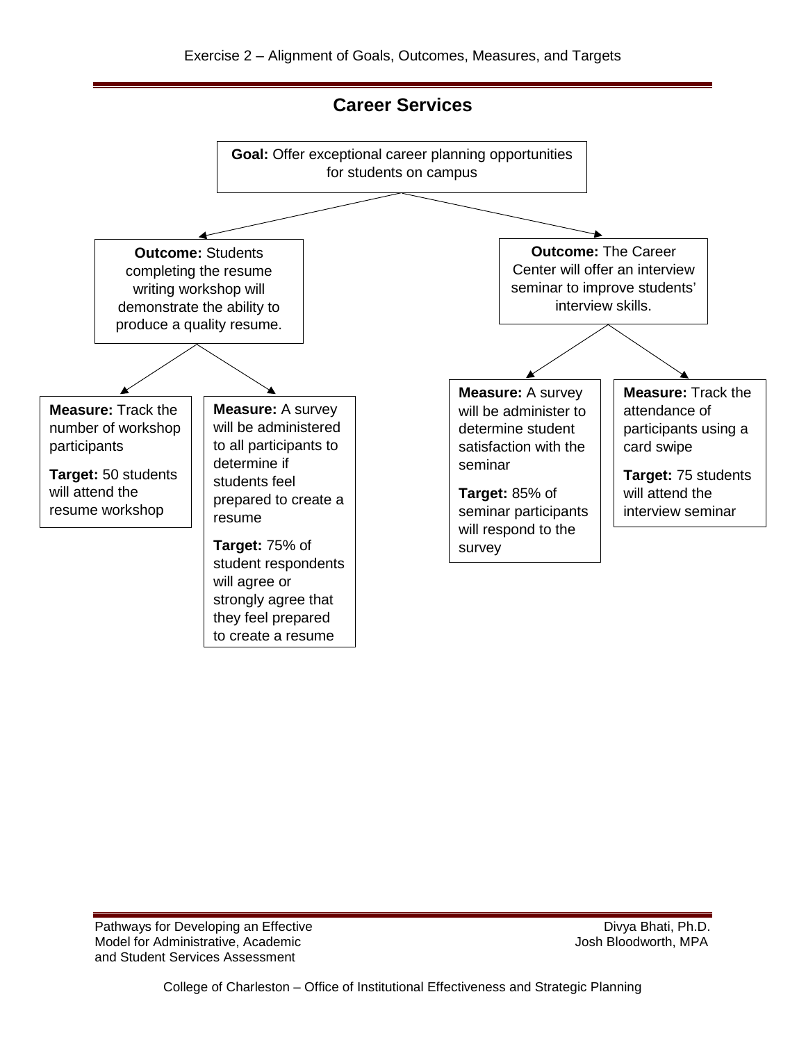## Career Services

**Goal:** Offer exceptional career planning opportunities for students on campus

**Outcome:** Students completing the resume writing workshop will demonstrate the ability to produce a quality resume.

**Measure:** Track the number of workshop participants

**Target:** 50 students will attend the resume workshop

**Measure:** A survey will be administered to all participants to determine if students feel prepared to create a resume

**Target:** 75% of student respondents will agree or strongly agree that they feel prepared to create a resume

**Outcome:** The Career Center will offer an interview seminar to improve students' interview skills.

**Measure:** A survey will be administer to determine student satisfaction with the seminar

**Target:** 85% of seminar participants will respond to the survey

**Measure:** Track the attendance of participants using a card swipe

**Target:** 75 students will attend the interview seminar